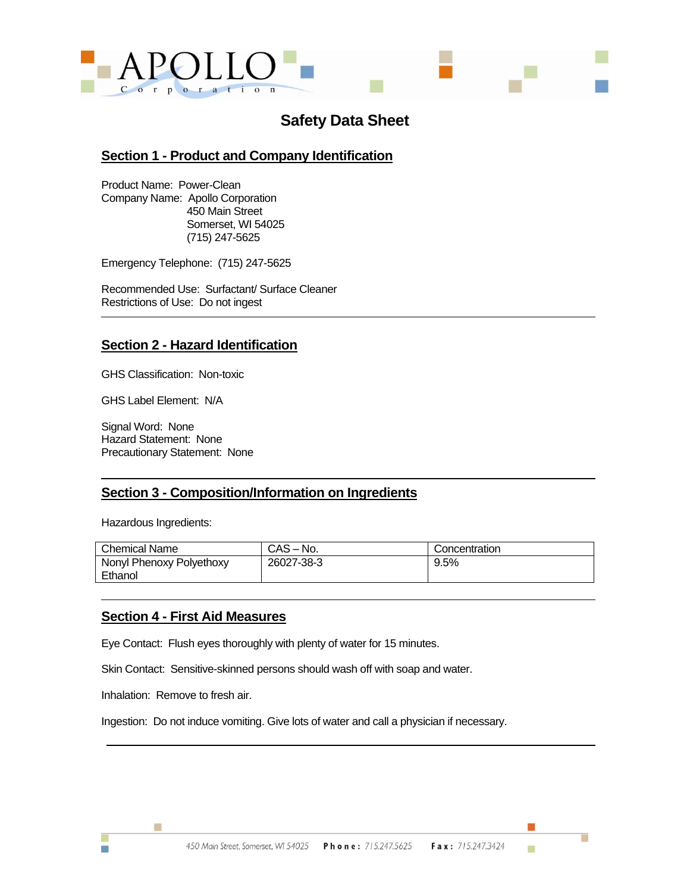APOLLO Corporation

# Safety Data Sheet

## Section 1 - Product and Company Identification

Product Name: Power-Clean
Company Name: Apollo Corporation
450 Main Street
Somerset, WI 54025
(715) 247-5625

Emergency Telephone: (715) 247-5625

Recommended Use: Surfactant/ Surface Cleaner
Restrictions of Use: Do not ingest

## Section 2 - Hazard Identification

GHS Classification: Non-toxic

GHS Label Element: N/A

Signal Word: None
Hazard Statement: None
Precautionary Statement: None

## Section 3 - Composition/Information on Ingredients

Hazardous Ingredients:

| Chemical Name | CAS – No. | Concentration |
|---|---|---|
| Nonyl Phenoxy Polyethoxy Ethanol | 26027-38-3 | 9.5% |

## Section 4 - First Aid Measures

Eye Contact: Flush eyes thoroughly with plenty of water for 15 minutes.

Skin Contact: Sensitive-skinned persons should wash off with soap and water.

Inhalation: Remove to fresh air.

Ingestion: Do not induce vomiting. Give lots of water and call a physician if necessary.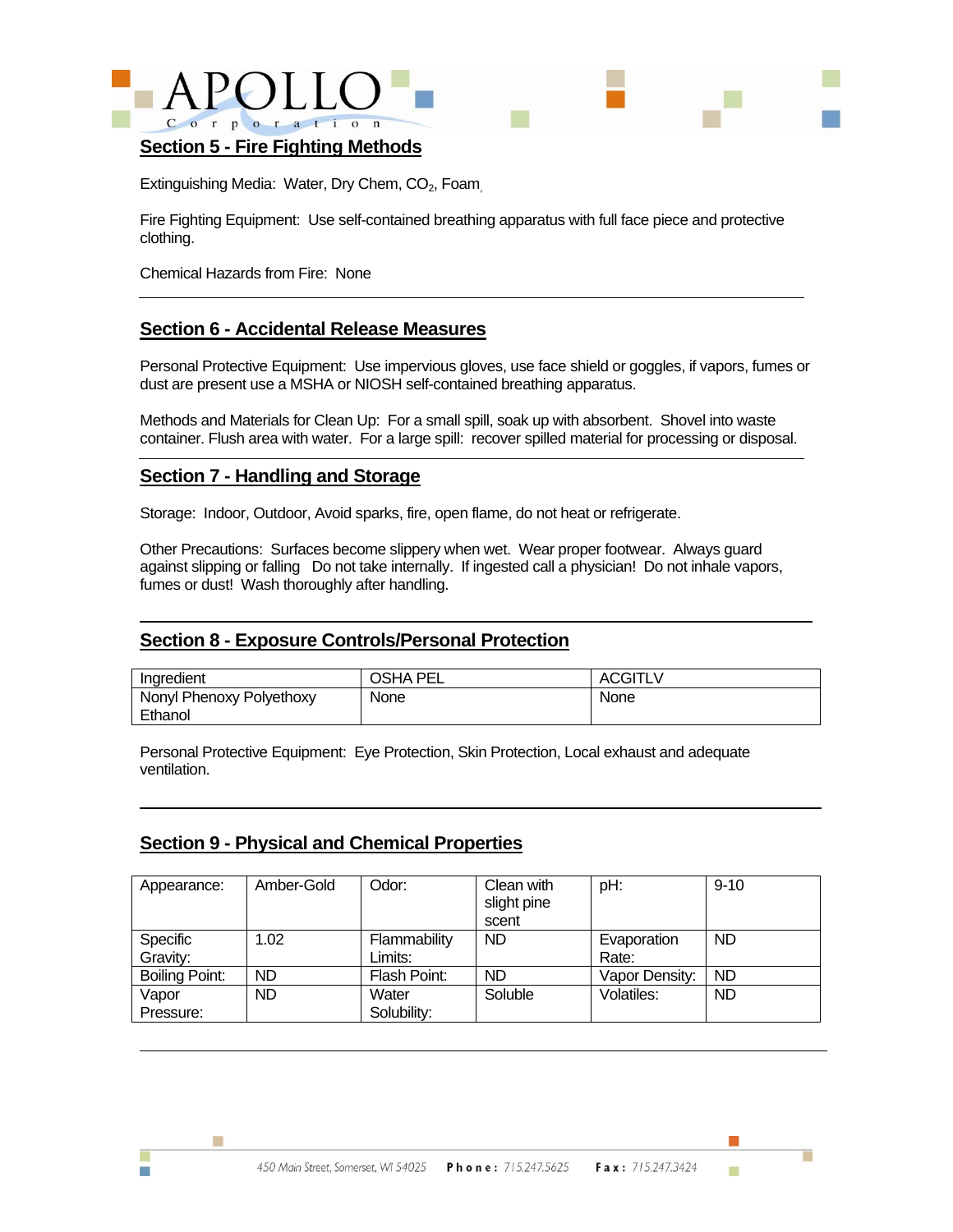## Section 5 - Fire Fighting Methods

Extinguishing Media: Water, Dry Chem, $CO_2$, Foam

Fire Fighting Equipment: Use self-contained breathing apparatus with full face piece and protective clothing.

Chemical Hazards from Fire: None

## Section 6 - Accidental Release Measures

Personal Protective Equipment: Use impervious gloves, use face shield or goggles, if vapors, fumes or dust are present use a MSHA or NIOSH self-contained breathing apparatus.

Methods and Materials for Clean Up: For a small spill, soak up with absorbent. Shovel into waste container. Flush area with water. For a large spill: recover spilled material for processing or disposal.

## Section 7 - Handling and Storage

Storage: Indoor, Outdoor, Avoid sparks, fire, open flame, do not heat or refrigerate.

Other Precautions: Surfaces become slippery when wet. Wear proper footwear. Always guard against slipping or falling Do not take internally. If ingested call a physician! Do not inhale vapors, fumes or dust! Wash thoroughly after handling.

## Section 8 - Exposure Controls/Personal Protection

| Ingredient | OSHA PEL | ACGITLV |
|---|---|---|
| Nonyl Phenoxy Polyethoxy Ethanol | None | None |

Personal Protective Equipment: Eye Protection, Skin Protection, Local exhaust and adequate ventilation.

## Section 9 - Physical and Chemical Properties

| | | | | | |
|---|---|---|---|---|---|
| Appearance: | Amber-Gold | Odor: | Clean with slight pine scent | pH: | 9-10 |
| Specific Gravity: | 1.02 | Flammability Limits: | ND | Evaporation Rate: | ND |
| Boiling Point: | ND | Flash Point: | ND | Vapor Density: | ND |
| Vapor Pressure: | ND | Water Solubility: | Soluble | Volatiles: | ND |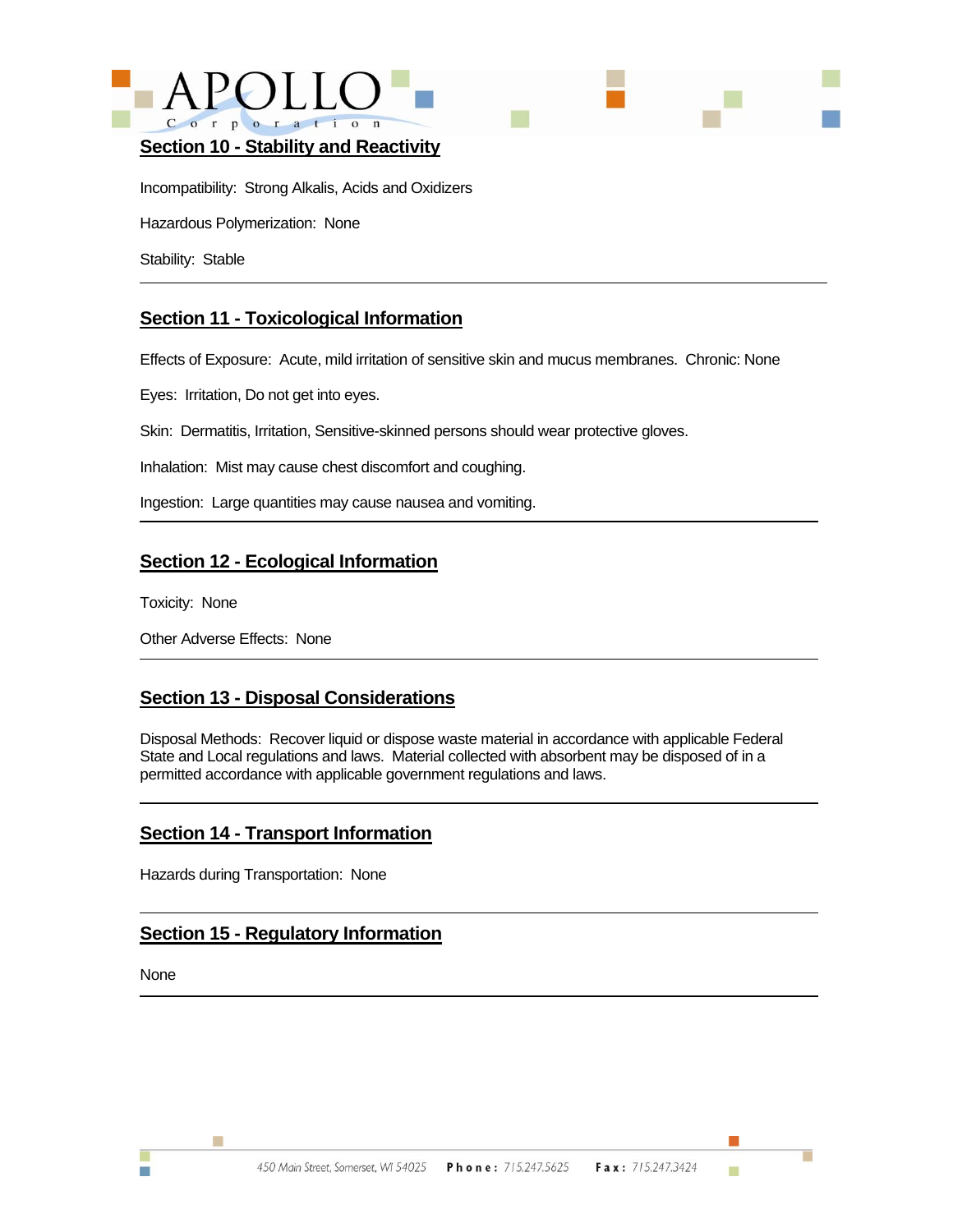## Section 10 - Stability and Reactivity

Incompatibility: Strong Alkalis, Acids and Oxidizers

Hazardous Polymerization: None

Stability: Stable

---

## Section 11 - Toxicological Information

Effects of Exposure: Acute, mild irritation of sensitive skin and mucus membranes. Chronic: None

Eyes: Irritation, Do not get into eyes.

Skin: Dermatitis, Irritation, Sensitive-skinned persons should wear protective gloves.

Inhalation: Mist may cause chest discomfort and coughing.

Ingestion: Large quantities may cause nausea and vomiting.

---

## Section 12 - Ecological Information

Toxicity: None

Other Adverse Effects: None

---

## Section 13 - Disposal Considerations

Disposal Methods: Recover liquid or dispose waste material in accordance with applicable Federal State and Local regulations and laws. Material collected with absorbent may be disposed of in a permitted accordance with applicable government regulations and laws.

---

## Section 14 - Transport Information

Hazards during Transportation: None

---

## Section 15 - Regulatory Information

None

---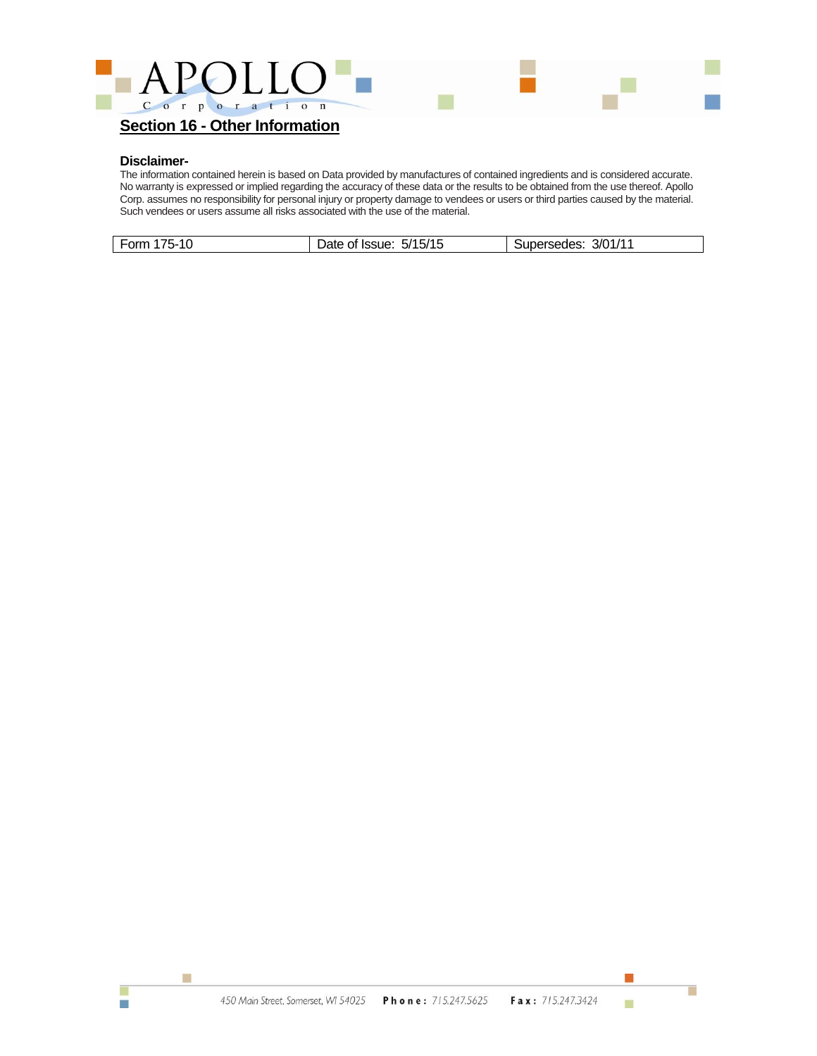## Section 16 - Other Information

**Disclaimer-**

The information contained herein is based on Data provided by manufactures of contained ingredients and is considered accurate. No warranty is expressed or implied regarding the accuracy of these data or the results to be obtained from the use thereof. Apollo Corp. assumes no responsibility for personal injury or property damage to vendees or users or third parties caused by the material. Such vendees or users assume all risks associated with the use of the material.

| | | |
|---|---|---|
| Form 175-10 | Date of Issue: 5/15/15 | Supersedes: 3/01/11 |